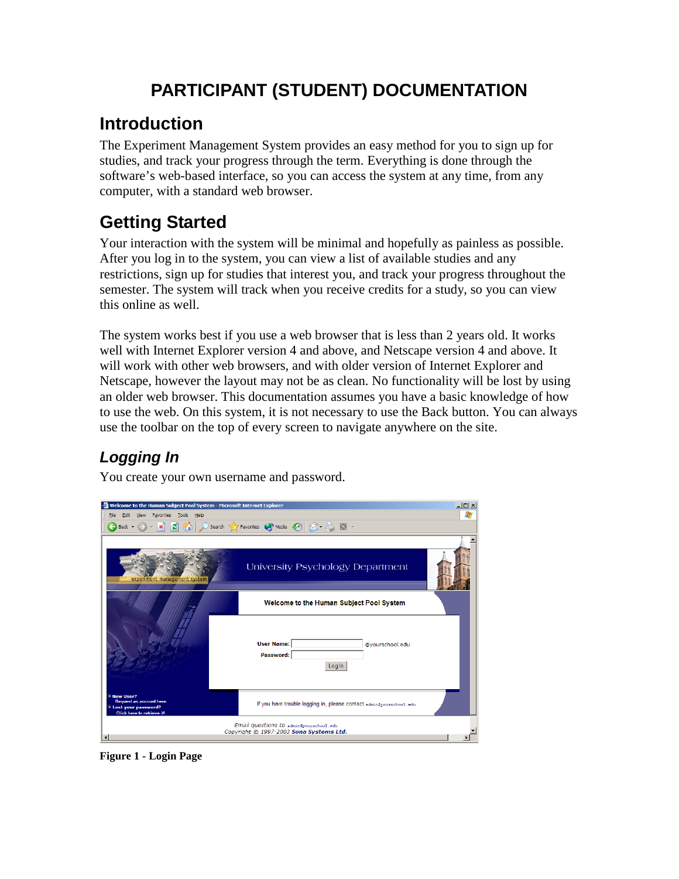# PARTICIPANT (STUDENT) DOCUMENTATION

## Introduction

The Experiment Management System provides an easy method for you to sign up for studies, and track your progress through the term. Everything is done through the software's web-based interface, so you can access the system at any time, from any computer, with a standard web browser.

## Getting Started

Your interaction with the system will be minimal and hopefully as painless as possible. After you log in to the system, you can view a list of available studies and any restrictions, sign up for studies that interest you, and track your progress throughout the semester. The system will track when you receive credits for a study, so you can view this online as well.

The system works best if you use a web browser that is less than 2 years old. It works well with Internet Explorer version 4 and above, and Netscape version 4 and above. It will work with other web browsers, and with older version of Internet Explorer and Netscape, however the layout may not be as clean. No functionality will be lost by using an older web browser. This documentation assumes you have a basic knowledge of how to use the web. On this system, it is not necessary to use the Back button. You can always use the toolbar on the top of every screen to navigate anywhere on the site.

### *Logging In*

You create your own username and password.

**Figure 1 - Login Page**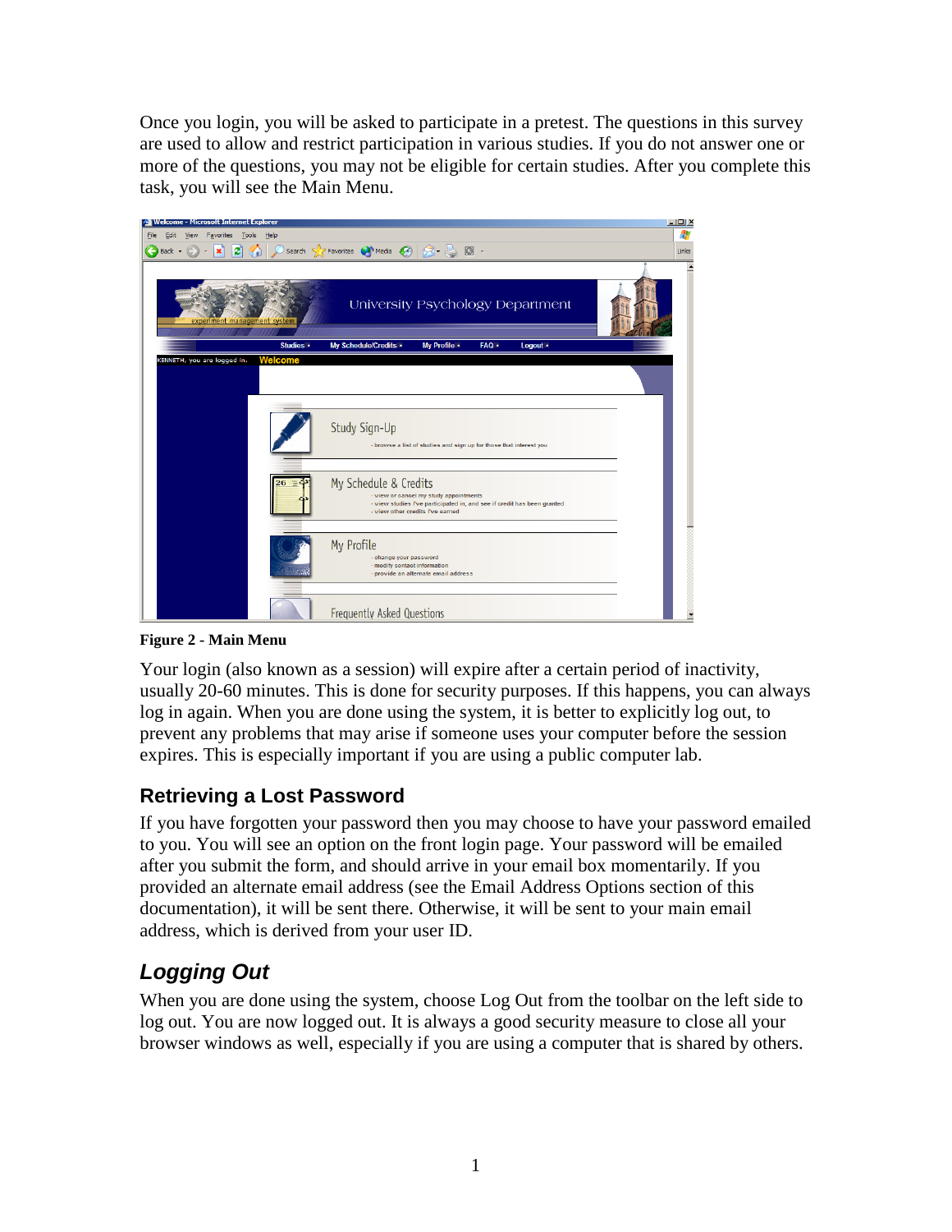Once you login, you will be asked to participate in a pretest. The questions in this survey are used to allow and restrict participation in various studies. If you do not answer one or more of the questions, you may not be eligible for certain studies. After you complete this task, you will see the Main Menu.

**Figure 2 - Main Menu**

Your login (also known as a session) will expire after a certain period of inactivity, usually 20-60 minutes. This is done for security purposes. If this happens, you can always log in again. When you are done using the system, it is better to explicitly log out, to prevent any problems that may arise if someone uses your computer before the session expires. This is especially important if you are using a public computer lab.

## Retrieving a Lost Password

If you have forgotten your password then you may choose to have your password emailed to you. You will see an option on the front login page. Your password will be emailed after you submit the form, and should arrive in your email box momentarily. If you provided an alternate email address (see the Email Address Options section of this documentation), it will be sent there. Otherwise, it will be sent to your main email address, which is derived from your user ID.

## *Logging Out*

When you are done using the system, choose Log Out from the toolbar on the left side to log out. You are now logged out. It is always a good security measure to close all your browser windows as well, especially if you are using a computer that is shared by others.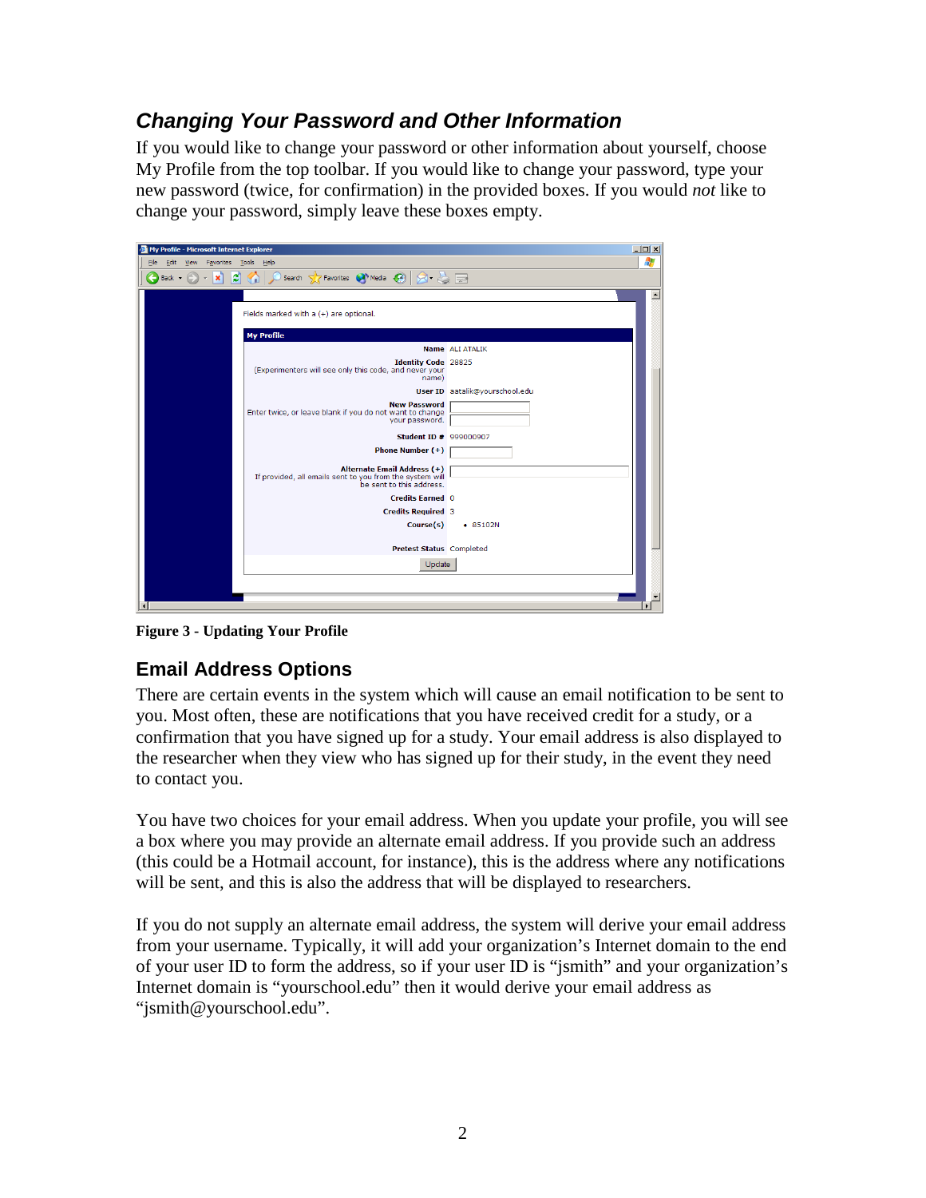## *Changing Your Password and Other Information*

If you would like to change your password or other information about yourself, choose My Profile from the top toolbar. If you would like to change your password, type your new password (twice, for confirmation) in the provided boxes. If you would *not* like to change your password, simply leave these boxes empty.

**Figure 3 - Updating Your Profile**

## Email Address Options

There are certain events in the system which will cause an email notification to be sent to you. Most often, these are notifications that you have received credit for a study, or a confirmation that you have signed up for a study. Your email address is also displayed to the researcher when they view who has signed up for their study, in the event they need to contact you.

You have two choices for your email address. When you update your profile, you will see a box where you may provide an alternate email address. If you provide such an address (this could be a Hotmail account, for instance), this is the address where any notifications will be sent, and this is also the address that will be displayed to researchers.

If you do not supply an alternate email address, the system will derive your email address from your username. Typically, it will add your organization's Internet domain to the end of your user ID to form the address, so if your user ID is "jsmith" and your organization's Internet domain is "yourschool.edu" then it would derive your email address as "jsmith@yourschool.edu".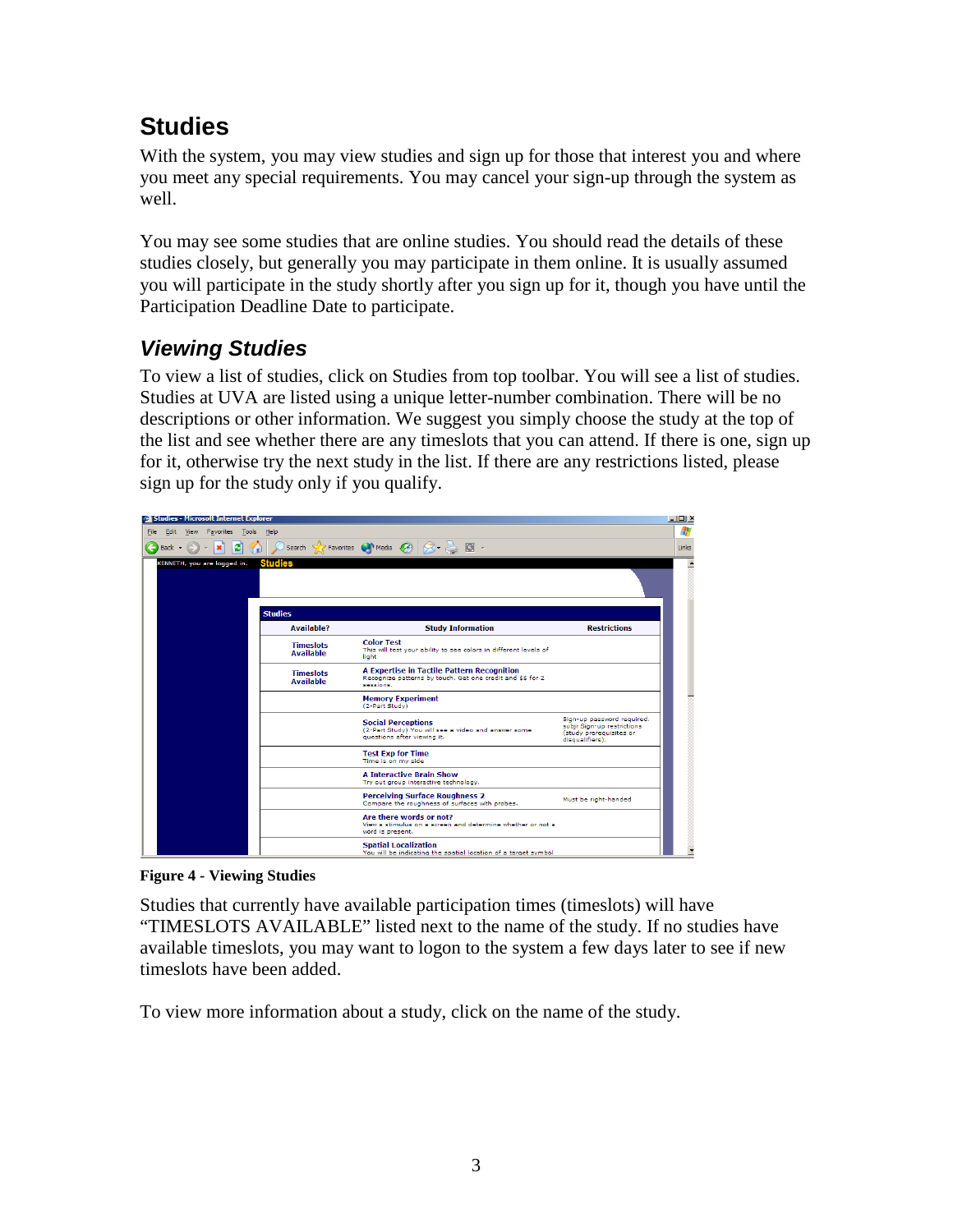# Studies

With the system, you may view studies and sign up for those that interest you and where you meet any special requirements. You may cancel your sign-up through the system as well.

You may see some studies that are online studies. You should read the details of these studies closely, but generally you may participate in them online. It is usually assumed you will participate in the study shortly after you sign up for it, though you have until the Participation Deadline Date to participate.

## *Viewing Studies*

To view a list of studies, click on Studies from top toolbar. You will see a list of studies. Studies at UVA are listed using a unique letter-number combination. There will be no descriptions or other information. We suggest you simply choose the study at the top of the list and see whether there are any timeslots that you can attend. If there is one, sign up for it, otherwise try the next study in the list. If there are any restrictions listed, please sign up for the study only if you qualify.

**Figure 4 - Viewing Studies**

Studies that currently have available participation times (timeslots) will have "TIMESLOTS AVAILABLE" listed next to the name of the study. If no studies have available timeslots, you may want to logon to the system a few days later to see if new timeslots have been added.

To view more information about a study, click on the name of the study.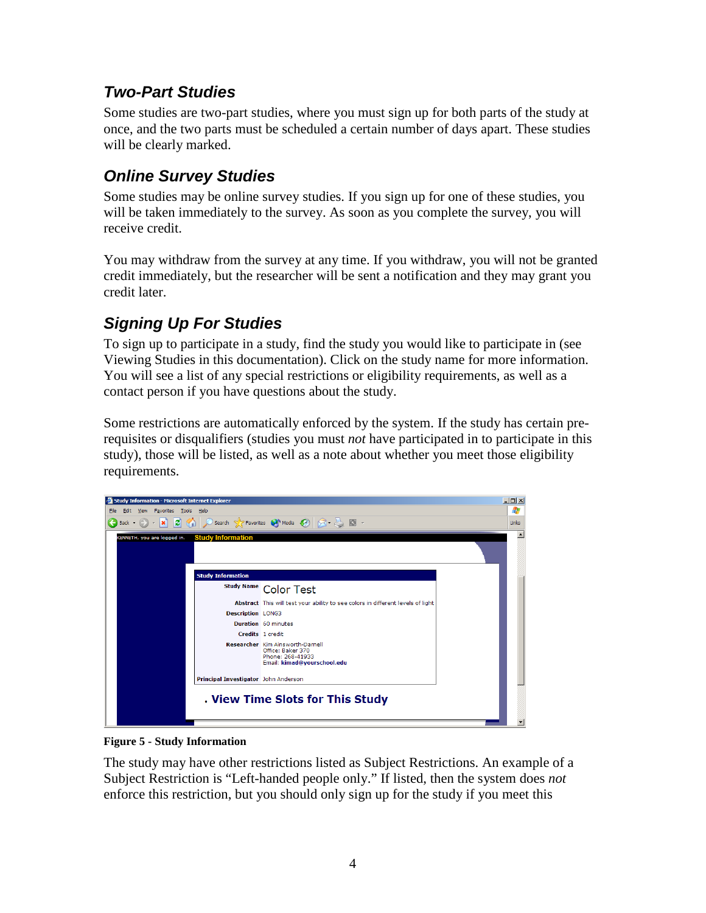## Two-Part Studies

Some studies are two-part studies, where you must sign up for both parts of the study at once, and the two parts must be scheduled a certain number of days apart. These studies will be clearly marked.

## Online Survey Studies

Some studies may be online survey studies. If you sign up for one of these studies, you will be taken immediately to the survey. As soon as you complete the survey, you will receive credit.

You may withdraw from the survey at any time. If you withdraw, you will not be granted credit immediately, but the researcher will be sent a notification and they may grant you credit later.

## Signing Up For Studies

To sign up to participate in a study, find the study you would like to participate in (see Viewing Studies in this documentation). Click on the study name for more information. You will see a list of any special restrictions or eligibility requirements, as well as a contact person if you have questions about the study.

Some restrictions are automatically enforced by the system. If the study has certain pre-requisites or disqualifiers (studies you must *not* have participated in to participate in this study), those will be listed, as well as a note about whether you meet those eligibility requirements.

**Figure 5 - Study Information**

The study may have other restrictions listed as Subject Restrictions. An example of a Subject Restriction is "Left-handed people only." If listed, then the system does *not* enforce this restriction, but you should only sign up for the study if you meet this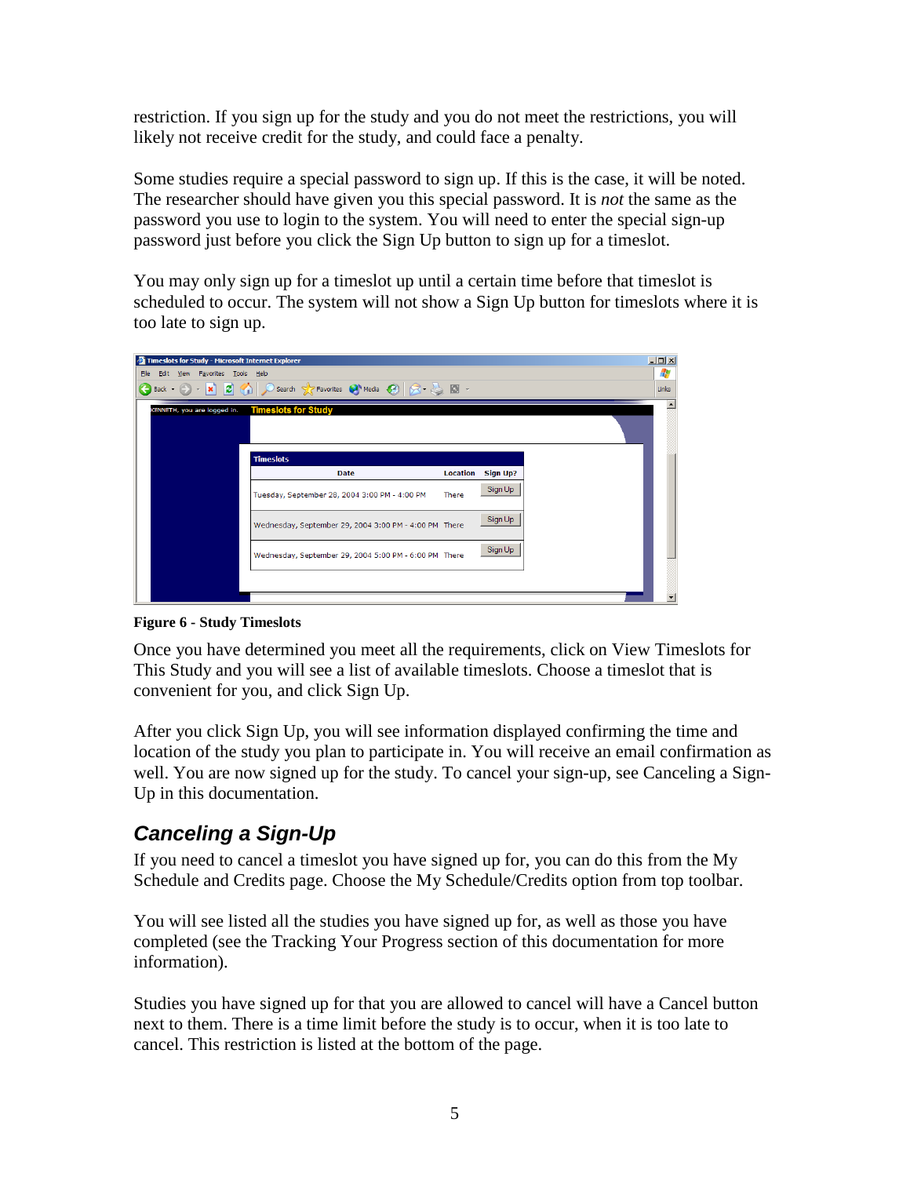restriction. If you sign up for the study and you do not meet the restrictions, you will likely not receive credit for the study, and could face a penalty.

Some studies require a special password to sign up. If this is the case, it will be noted. The researcher should have given you this special password. It is *not* the same as the password you use to login to the system. You will need to enter the special sign-up password just before you click the Sign Up button to sign up for a timeslot.

You may only sign up for a timeslot up until a certain time before that timeslot is scheduled to occur. The system will not show a Sign Up button for timeslots where it is too late to sign up.

**Figure 6 - Study Timeslots**

Once you have determined you meet all the requirements, click on View Timeslots for This Study and you will see a list of available timeslots. Choose a timeslot that is convenient for you, and click Sign Up.

After you click Sign Up, you will see information displayed confirming the time and location of the study you plan to participate in. You will receive an email confirmation as well. You are now signed up for the study. To cancel your sign-up, see Canceling a Sign-Up in this documentation.

## *Canceling a Sign-Up*

If you need to cancel a timeslot you have signed up for, you can do this from the My Schedule and Credits page. Choose the My Schedule/Credits option from top toolbar.

You will see listed all the studies you have signed up for, as well as those you have completed (see the Tracking Your Progress section of this documentation for more information).

Studies you have signed up for that you are allowed to cancel will have a Cancel button next to them. There is a time limit before the study is to occur, when it is too late to cancel. This restriction is listed at the bottom of the page.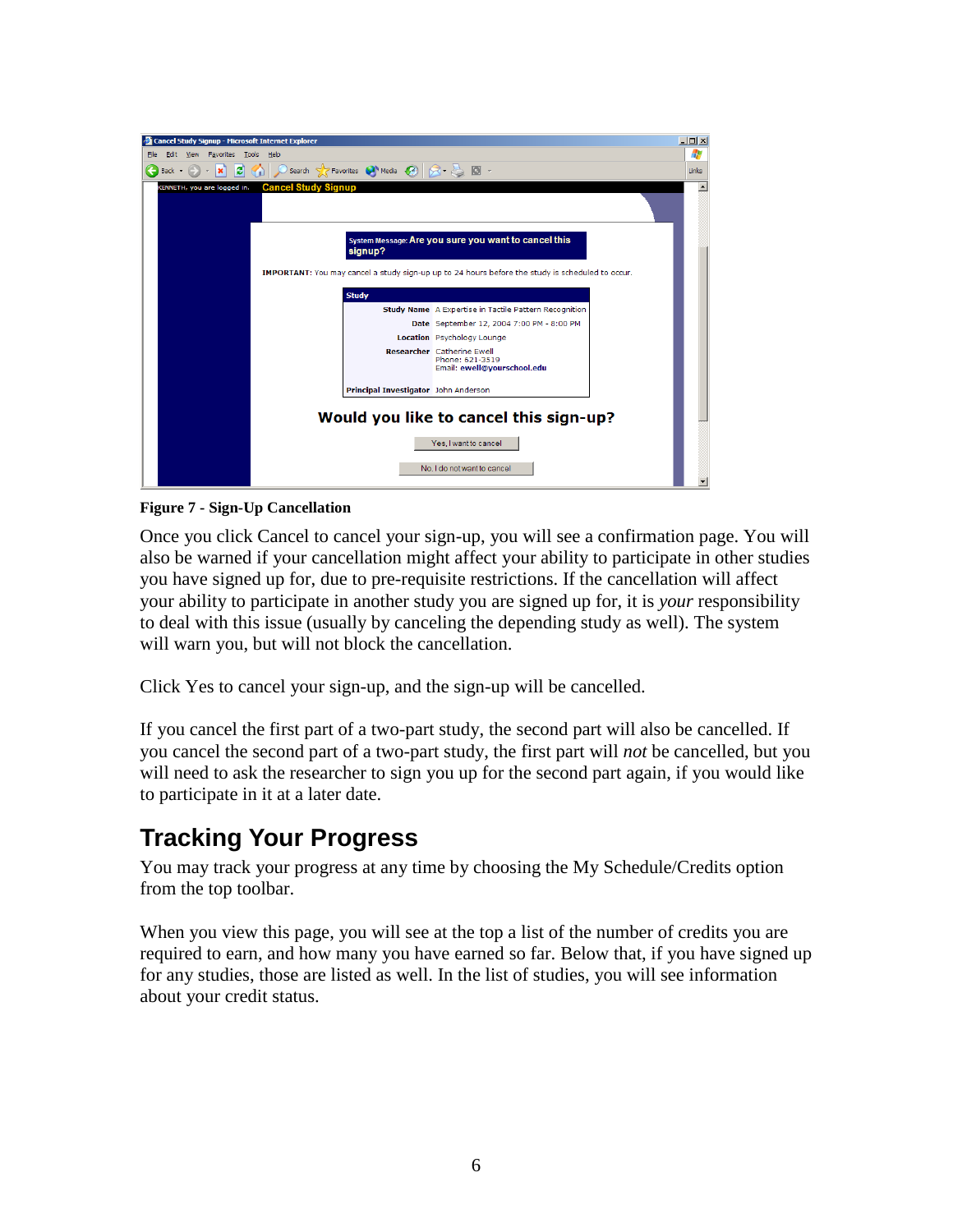**Figure 7 - Sign-Up Cancellation**

Once you click Cancel to cancel your sign-up, you will see a confirmation page. You will also be warned if your cancellation might affect your ability to participate in other studies you have signed up for, due to pre-requisite restrictions. If the cancellation will affect your ability to participate in another study you are signed up for, it is *your* responsibility to deal with this issue (usually by canceling the depending study as well). The system will warn you, but will not block the cancellation.

Click Yes to cancel your sign-up, and the sign-up will be cancelled.

If you cancel the first part of a two-part study, the second part will also be cancelled. If you cancel the second part of a two-part study, the first part will *not* be cancelled, but you will need to ask the researcher to sign you up for the second part again, if you would like to participate in it at a later date.

## Tracking Your Progress

You may track your progress at any time by choosing the My Schedule/Credits option from the top toolbar.

When you view this page, you will see at the top a list of the number of credits you are required to earn, and how many you have earned so far. Below that, if you have signed up for any studies, those are listed as well. In the list of studies, you will see information about your credit status.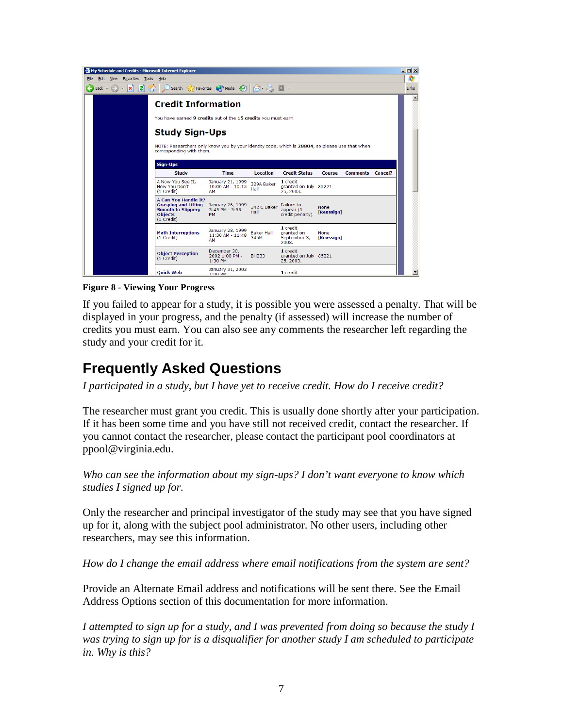**Figure 8 - Viewing Your Progress**

If you failed to appear for a study, it is possible you were assessed a penalty. That will be displayed in your progress, and the penalty (if assessed) will increase the number of credits you must earn. You can also see any comments the researcher left regarding the study and your credit for it.

## Frequently Asked Questions

*I participated in a study, but I have yet to receive credit. How do I receive credit?*

The researcher must grant you credit. This is usually done shortly after your participation. If it has been some time and you have still not received credit, contact the researcher. If you cannot contact the researcher, please contact the participant pool coordinators at ppool@virginia.edu.

*Who can see the information about my sign-ups? I don't want everyone to know which studies I signed up for.*

Only the researcher and principal investigator of the study may see that you have signed up for it, along with the subject pool administrator. No other users, including other researchers, may see this information.

*How do I change the email address where email notifications from the system are sent?*

Provide an Alternate Email address and notifications will be sent there. See the Email Address Options section of this documentation for more information.

*I attempted to sign up for a study, and I was prevented from doing so because the study I was trying to sign up for is a disqualifier for another study I am scheduled to participate in. Why is this?*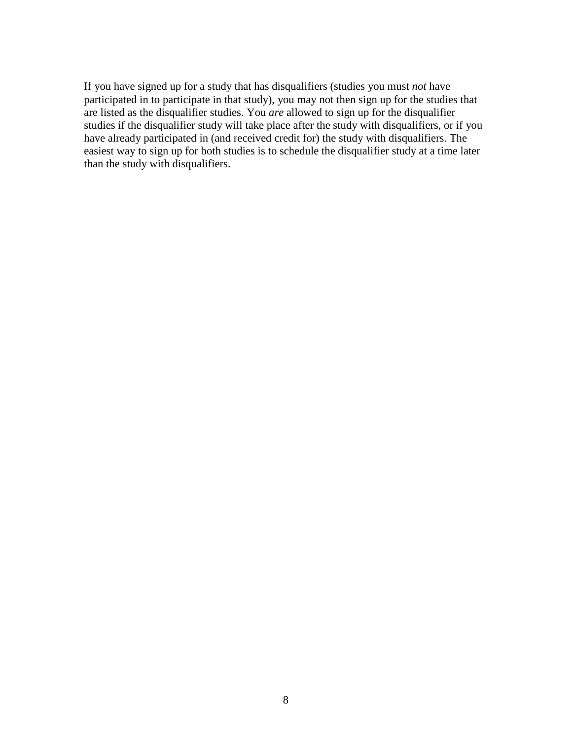If you have signed up for a study that has disqualifiers (studies you must *not* have participated in to participate in that study), you may not then sign up for the studies that are listed as the disqualifier studies. You *are* allowed to sign up for the disqualifier studies if the disqualifier study will take place after the study with disqualifiers, or if you have already participated in (and received credit for) the study with disqualifiers. The easiest way to sign up for both studies is to schedule the disqualifier study at a time later than the study with disqualifiers.